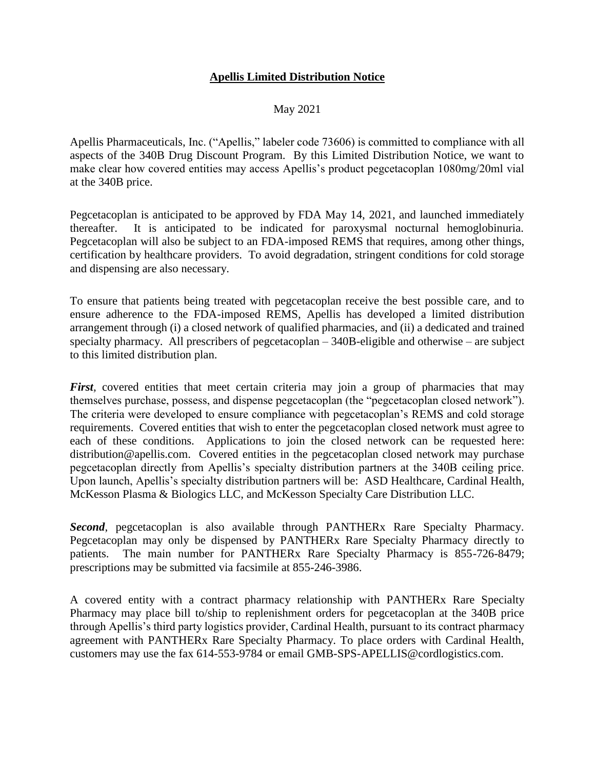# **Apellis Limited Distribution Notice**

May 2021

Apellis Pharmaceuticals, Inc. ("Apellis," labeler code 73606) is committed to compliance with all aspects of the 340B Drug Discount Program. By this Limited Distribution Notice, we want to make clear how covered entities may access Apellis's product pegcetacoplan 1080mg/20ml vial at the 340B price.

Pegcetacoplan is anticipated to be approved by FDA May 14, 2021, and launched immediately thereafter. It is anticipated to be indicated for paroxysmal nocturnal hemoglobinuria. Pegcetacoplan will also be subject to an FDA-imposed REMS that requires, among other things, certification by healthcare providers. To avoid degradation, stringent conditions for cold storage and dispensing are also necessary.

To ensure that patients being treated with pegcetacoplan receive the best possible care, and to ensure adherence to the FDA-imposed REMS, Apellis has developed a limited distribution arrangement through (i) a closed network of qualified pharmacies, and (ii) a dedicated and trained specialty pharmacy. All prescribers of pegcetacoplan – 340B-eligible and otherwise – are subject to this limited distribution plan.

***First***, covered entities that meet certain criteria may join a group of pharmacies that may themselves purchase, possess, and dispense pegcetacoplan (the "pegcetacoplan closed network"). The criteria were developed to ensure compliance with pegcetacoplan's REMS and cold storage requirements. Covered entities that wish to enter the pegcetacoplan closed network must agree to each of these conditions. Applications to join the closed network can be requested here: distribution@apellis.com. Covered entities in the pegcetacoplan closed network may purchase pegcetacoplan directly from Apellis's specialty distribution partners at the 340B ceiling price. Upon launch, Apellis's specialty distribution partners will be: ASD Healthcare, Cardinal Health, McKesson Plasma & Biologics LLC, and McKesson Specialty Care Distribution LLC.

***Second***, pegcetacoplan is also available through PANTHERx Rare Specialty Pharmacy. Pegcetacoplan may only be dispensed by PANTHERx Rare Specialty Pharmacy directly to patients. The main number for PANTHERx Rare Specialty Pharmacy is 855-726-8479; prescriptions may be submitted via facsimile at 855-246-3986.

A covered entity with a contract pharmacy relationship with PANTHERx Rare Specialty Pharmacy may place bill to/ship to replenishment orders for pegcetacoplan at the 340B price through Apellis's third party logistics provider, Cardinal Health, pursuant to its contract pharmacy agreement with PANTHERx Rare Specialty Pharmacy. To place orders with Cardinal Health, customers may use the fax 614-553-9784 or email GMB-SPS-APELLIS@cordlogistics.com.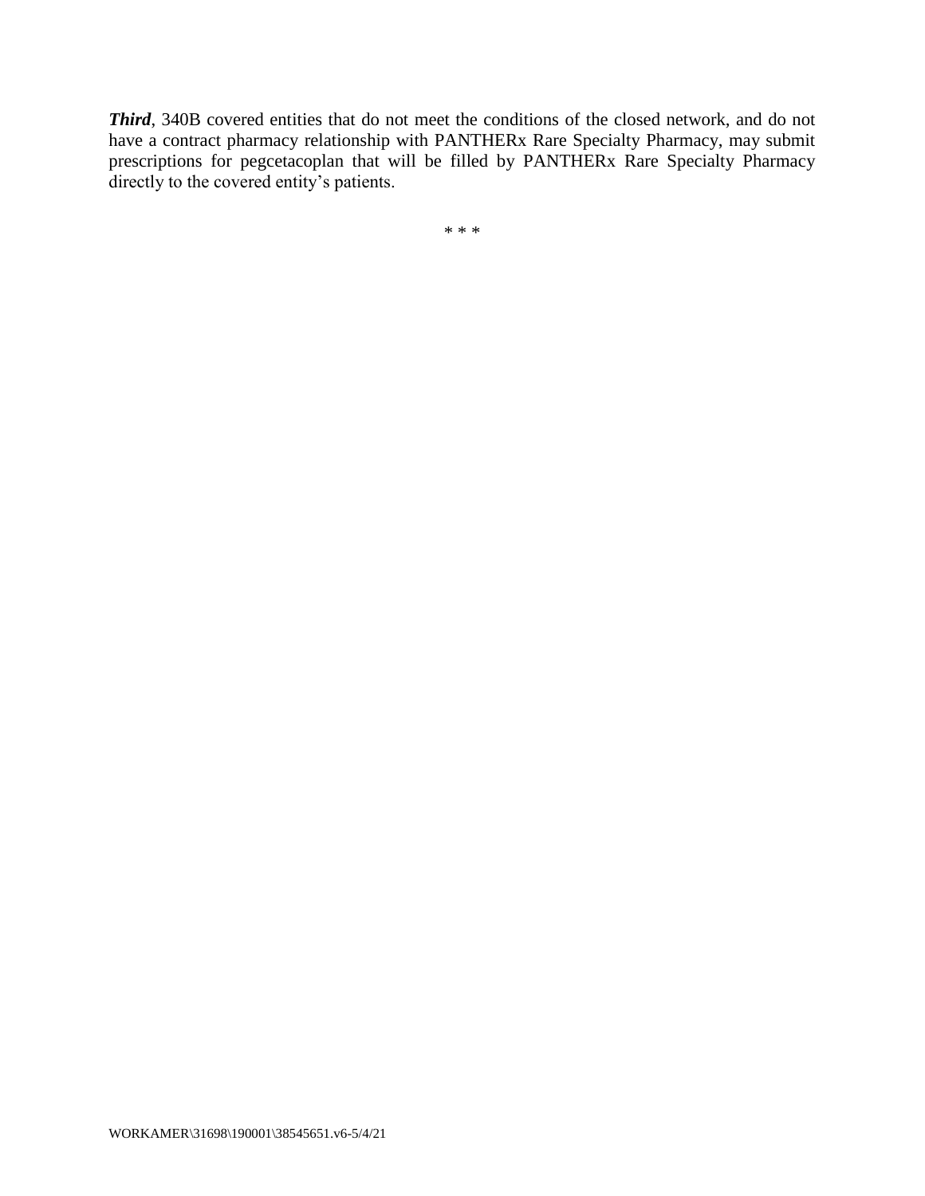***Third***, 340B covered entities that do not meet the conditions of the closed network, and do not have a contract pharmacy relationship with PANTHERx Rare Specialty Pharmacy, may submit prescriptions for pegcetacoplan that will be filled by PANTHERx Rare Specialty Pharmacy directly to the covered entity's patients.

* * *

WORKAMER\31698\190001\38545651.v6-5/4/21